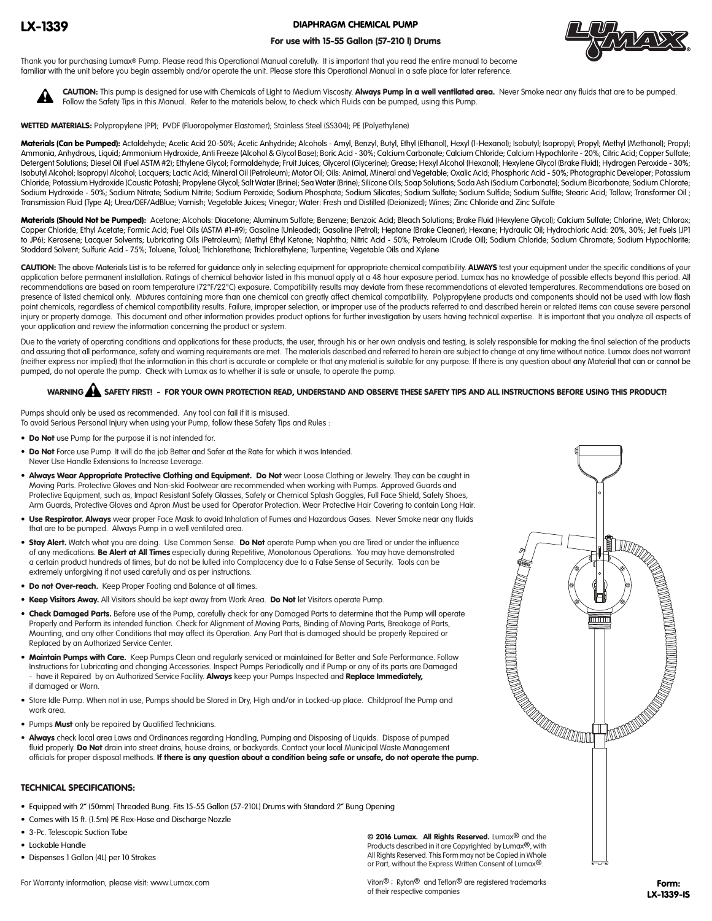# LX-1339

## DIAPHRAGM CHEMICAL PUMP

**For use with 15-55 Gallon (57-210 l) Drums**

Thank you for purchasing Lumax® Pump. Please read this Operational Manual carefully. It is important that you read the entire manual to become familiar with the unit before you begin assembly and/or operate the unit. Please store this Operational Manual in a safe place for later reference.

**CAUTION:** This pump is designed for use with Chemicals of Light to Medium Viscosity. **Always Pump in a well ventilated area.** Never Smoke near any fluids that are to be pumped. Follow the Safety Tips in this Manual. Refer to the materials below, to check which Fluids can be pumped, using this Pump.

**WETTED MATERIALS:** Polypropylene (PP); PVDF (Fluoropolymer Elastomer); Stainless Steel (SS304); PE (Polyethylene)

**Materials (Can be Pumped):** Actaldehyde; Acetic Acid 20-50%; Acetic Anhydride; Alcohols - Amyl, Benzyl, Butyl, Ethyl (Ethanol), Hexyl (1-Hexanol); Isobutyl; Isopropyl; Propyl; Methyl (Methanol); Propyl; Ammonia, Anhydrous, Liquid; Ammonium Hydroxide, Anti Freeze (Alcohol & Glycol Base); Boric Acid - 30%; Calcium Carbonate; Calcium Chloride; Calcium Hypochlorite - 20%; Citric Acid; Copper Sulfate; Detergent Solutions; Diesel Oil (Fuel ASTM #2); Ethylene Glycol; Formaldehyde; Fruit Juices; Glycerol (Glycerine); Grease; Hexyl Alcohol (Hexanol); Hexylene Glycol (Brake Fluid); Hydrogen Peroxide - 30%; Isobutyl Alcohol; Isopropyl Alcohol; Lacquers; Lactic Acid; Mineral Oil (Petroleum); Motor Oil; Oils: Animal, Mineral and Vegetable; Oxalic Acid; Phosphoric Acid - 50%; Photographic Developer; Potassium Chloride; Potassium Hydroxide (Caustic Potash); Propylene Glycol; Salt Water (Brine); Sea Water (Brine); Silicone Oils; Soap Solutions; Soda Ash (Sodium Carbonate); Sodium Bicarbonate; Sodium Chlorate; Sodium Hydroxide - 50%; Sodium Nitrate; Sodium Nitrite; Sodium Peroxide; Sodium Phosphate; Sodium Silicates; Sodium Sulfate; Sodium Sulfide; Sodium Sulfite; Stearic Acid; Tallow; Transformer Oil ; Transmission Fluid (Type A); Urea/DEF/AdBlue; Varnish; Vegetable Juices; Vinegar; Water: Fresh and Distilled (Deionized); Wines; Zinc Chloride and Zinc Sulfate

**Materials (Should Not be Pumped):** Acetone; Alcohols: Diacetone; Aluminum Sulfate; Benzene; Benzoic Acid; Bleach Solutions; Brake Fluid (Hexylene Glycol); Calcium Sulfate; Chlorine, Wet; Chlorox; Copper Chloride; Ethyl Acetate; Formic Acid; Fuel Oils (ASTM #1-#9); Gasoline (Unleaded); Gasoline (Petrol); Heptane (Brake Cleaner); Hexane; Hydraulic Oil; Hydrochloric Acid: 20%, 30%; Jet Fuels (JP1 to JP6); Kerosene; Lacquer Solvents; Lubricating Oils (Petroleum); Methyl Ethyl Ketone; Naphtha; Nitric Acid - 50%; Petroleum (Crude Oil); Sodium Chloride; Sodium Chromate; Sodium Hypochlorite; Stoddard Solvent; Sulfuric Acid - 75%; Toluene, Toluol; Trichlorethane; Trichlorethylene; Turpentine; Vegetable Oils and Xylene

**CAUTION:** The above Materials List is to be referred for guidance only in selecting equipment for appropriate chemical compatibility. **ALWAYS** test your equipment under the specific conditions of your application before permanent installation. Ratings of chemical behavior listed in this manual apply at a 48 hour exposure period. Lumax has no knowledge of possible effects beyond this period. All recommendations are based on room temperature (72°F/22°C) exposure. Compatibility results may deviate from these recommendations at elevated temperatures. Recommendations are based on presence of listed chemical only. Mixtures containing more than one chemical can greatly affect chemical compatibility. Polypropylene products and components should not be used with low flash point chemicals, regardless of chemical compatibility results. Failure, improper selection, or improper use of the products referred to and described herein or related items can cause severe personal injury or property damage. This document and other information provides product options for further investigation by users having technical expertise. It is important that you analyze all aspects of your application and review the information concerning the product or system.

Due to the variety of operating conditions and applications for these products, the user, through his or her own analysis and testing, is solely responsible for making the final selection of the products and assuring that all performance, safety and warning requirements are met. The materials described and referred to herein are subject to change at any time without notice. Lumax does not warrant (neither express nor implied) that the information in this chart is accurate or complete or that any material is suitable for any purpose. If there is any question about any Material that can or cannot be pumped, do not operate the pump. Check with Lumax as to whether it is safe or unsafe, to operate the pump.

**WARNING SAFETY FIRST! - FOR YOUR OWN PROTECTION READ, UNDERSTAND AND OBSERVE THESE SAFETY TIPS AND ALL INSTRUCTIONS BEFORE USING THIS PRODUCT!**

Pumps should only be used as recommended. Any tool can fail if it is misused.
To avoid Serious Personal Injury when using your Pump, follow these Safety Tips and Rules :

- **Do Not** use Pump for the purpose it is not intended for.
- **Do Not** Force use Pump. It will do the job Better and Safer at the Rate for which it was Intended. Never Use Handle Extensions to Increase Leverage.
- **Always Wear Appropriate Protective Clothing and Equipment. Do Not** wear Loose Clothing or Jewelry. They can be caught in Moving Parts. Protective Gloves and Non-skid Footwear are recommended when working with Pumps. Approved Guards and Protective Equipment, such as, Impact Resistant Safety Glasses, Safety or Chemical Splash Goggles, Full Face Shield, Safety Shoes, Arm Guards, Protective Gloves and Apron Must be used for Operator Protection. Wear Protective Hair Covering to contain Long Hair.
- **Use Respirator. Always** wear proper Face Mask to avoid Inhalation of Fumes and Hazardous Gases. Never Smoke near any fluids that are to be pumped. Always Pump in a well ventilated area.
- **Stay Alert.** Watch what you are doing. Use Common Sense. **Do Not** operate Pump when you are Tired or under the influence of any medications. **Be Alert at All Times** especially during Repetitive, Monotonous Operations. You may have demonstrated a certain product hundreds of times, but do not be lulled into Complacency due to a False Sense of Security. Tools can be extremely unforgiving if not used carefully and as per instructions.
- **Do not Over-reach.** Keep Proper Footing and Balance at all times.
- **Keep Visitors Away.** All Visitors should be kept away from Work Area. **Do Not** let Visitors operate Pump.
- **Check Damaged Parts.** Before use of the Pump, carefully check for any Damaged Parts to determine that the Pump will operate Properly and Perform its intended function. Check for Alignment of Moving Parts, Binding of Moving Parts, Breakage of Parts, Mounting, and any other Conditions that may affect its Operation. Any Part that is damaged should be properly Repaired or Replaced by an Authorized Service Center.
- **Maintain Pumps with Care.** Keep Pumps Clean and regularly serviced or maintained for Better and Safe Performance. Follow Instructions for Lubricating and changing Accessories. Inspect Pumps Periodically and if Pump or any of its parts are Damaged - have it Repaired by an Authorized Service Facility. **Always** keep your Pumps Inspected and **Replace Immediately,** if damaged or Worn.
- Store Idle Pump. When not in use, Pumps should be Stored in Dry, High and/or in Locked-up place. Childproof the Pump and work area.
- Pumps **Must** only be repaired by Qualified Technicians.
- **Always** check local area Laws and Ordinances regarding Handling, Pumping and Disposing of Liquids. Dispose of pumped fluid properly. **Do Not** drain into street drains, house drains, or backyards. Contact your local Municipal Waste Management officials for proper disposal methods. **If there is any question about a condition being safe or unsafe, do not operate the pump.**

### TECHNICAL SPECIFICATIONS:

- Equipped with 2" (50mm) Threaded Bung. Fits 15-55 Gallon (57-210L) Drums with Standard 2" Bung Opening
- Comes with 15 ft. (1.5m) PE Flex-Hose and Discharge Nozzle
- 3-Pc. Telescopic Suction Tube
- Lockable Handle
- Dispenses 1 Gallon (4L) per 10 Strokes

For Warranty information, please visit: www.Lumax.com

**© 2016 Lumax. All Rights Reserved.** Lumax® and the Products described in it are Copyrighted by Lumax®, with All Rights Reserved. This Form may not be Copied in Whole or Part, without the Express Written Consent of Lumax®.

Viton® ; Ryton® and Teflon® are registered trademarks of their respective companies

**Form: LX-1339-IS**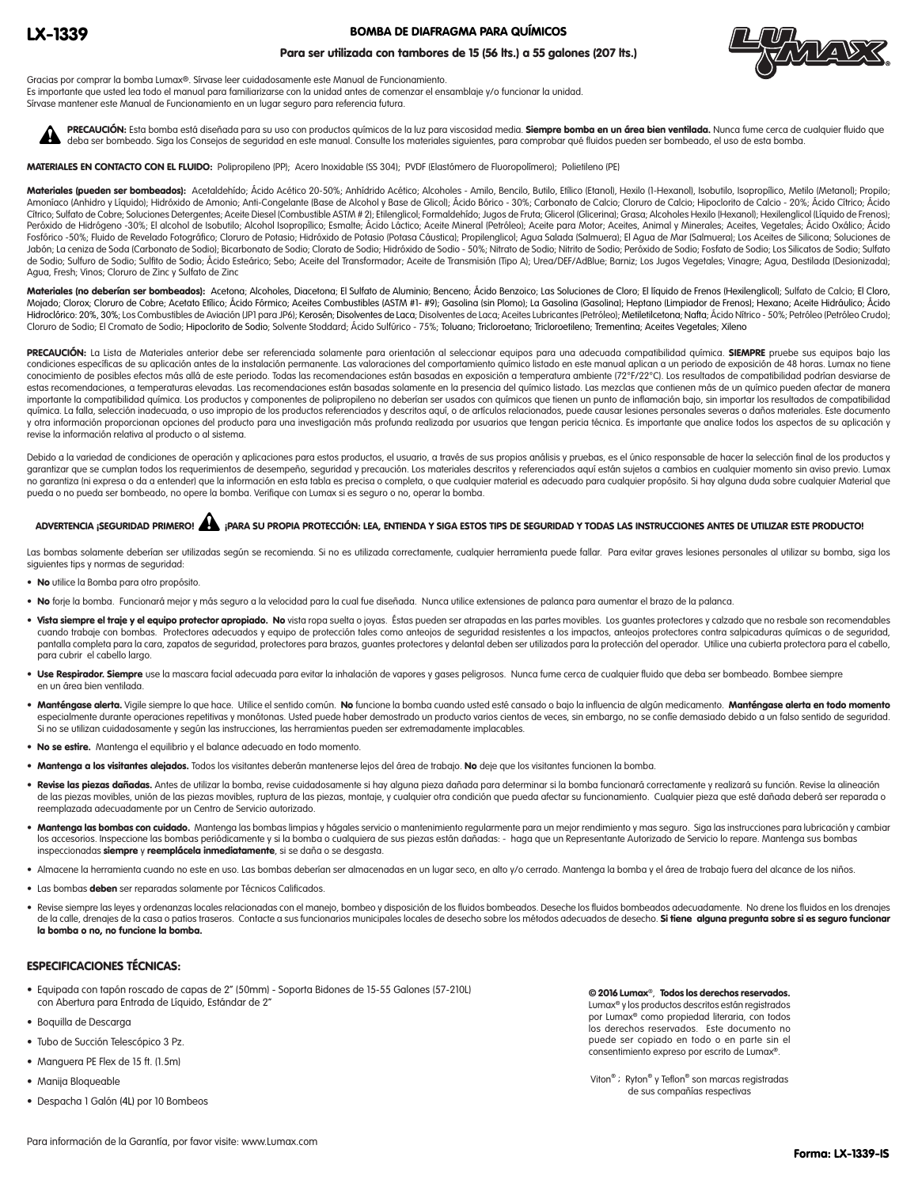# LX-1339

## BOMBA DE DIAFRAGMA PARA QUÍMICOS

**Para ser utilizada con tambores de 15 (56 lts.) a 55 galones (207 lts.)**

Gracias por comprar la bomba Lumax®. Sírvase leer cuidadosamente este Manual de Funcionamiento.
Es importante que usted lea todo el manual para familiarizarse con la unidad antes de comenzar el ensamblaje y/o funcionar la unidad.
Sírvase mantener este Manual de Funcionamiento en un lugar seguro para referencia futura.

**PRECAUCIÓN:** Esta bomba está diseñada para su uso con productos químicos de la luz para viscosidad media. **Siempre bomba en un área bien ventilada.** Nunca fume cerca de cualquier fluido que deba ser bombeado. Siga los Consejos de seguridad en este manual. Consulte los materiales siguientes, para comprobar qué fluidos pueden ser bombeado, el uso de esta bomba.

**MATERIALES EN CONTACTO CON EL FLUIDO:** Polipropileno (PP); Acero Inoxidable (SS 304); PVDF (Elastómero de Fluoropolímero); Polietileno (PE)

**Materiales (pueden ser bombeados):** Acetaldehído; Ácido Acético 20-50%; Anhídrido Acético; Alcoholes - Amilo, Bencilo, Butilo, Etílico (Etanol), Hexilo (1-Hexanol), Isobutilo, Isopropílico, Metilo (Metanol); Propilo; Amoníaco (Anhidro y Líquido); Hidróxido de Amonio; Anti-Congelante (Base de Alcohol y Base de Glicol); Ácido Bórico - 30%; Carbonato de Calcio; Cloruro de Calcio; Hipoclorito de Calcio - 20%; Ácido Cítrico; Ácido Cítrico; Sulfato de Cobre; Soluciones Detergentes; Aceite Diesel (Combustible ASTM # 2); Etilenglicol; Formaldehído; Jugos de Fruta; Glicerol (Glicerina); Grasa; Alcoholes Hexilo (Hexanol); Hexilenglicol (Líquido de Frenos); Peróxido de Hidrógeno -30%; El alcohol de Isobutilo; Alcohol Isopropílico; Esmalte; Ácido Láctico; Aceite Mineral (Petróleo); Aceite para Motor; Aceites, Animal y Minerales; Aceites, Vegetales; Ácido Oxálico; Ácido Fosfórico -50%; Fluido de Revelado Fotográfico; Cloruro de Potasio; Hidróxido de Potasio (Potasa Cáustica); Propilenglicol; Agua Salada (Salmuera); El Agua de Mar (Salmuera); Los Aceites de Silicona; Soluciones de Jabón; La ceniza de Soda (Carbonato de Sodio); Bicarbonato de Sodio; Clorato de Sodio; Hidróxido de Sodio - 50%; Nitrato de Sodio; Nitrito de Sodio; Peróxido de Sodio; Fosfato de Sodio; Los Silicatos de Sodio; Sulfato de Sodio; Sulfuro de Sodio; Sulfito de Sodio; Ácido Esteárico; Sebo; Aceite del Transformador; Aceite de Transmisión (Tipo A); Urea/DEF/AdBlue; Barniz; Los Jugos Vegetales; Vinagre; Agua, Destilada (Desionizada); Agua, Fresh; Vinos; Cloruro de Zinc y Sulfato de Zinc

**Materiales (no deberían ser bombeados):** Acetona; Alcoholes, Diacetona; El Sulfato de Aluminio; Benceno; Ácido Benzoico; Las Soluciones de Cloro; El líquido de Frenos (Hexilenglicol); Sulfato de Calcio; El Cloro, Mojado; Clorox; Cloruro de Cobre; Acetato Etílico; Ácido Fórmico; Aceites Combustibles (ASTM #1- #9); Gasolina (sin Plomo); La Gasolina (Gasolina); Heptano (Limpiador de Frenos); Hexano; Aceite Hidráulico; Ácido Hidroclórico: 20%, 30%; Los Combustibles de Aviación (JP1 para JP6); Kerosén; Disolventes de Laca; Disolventes de Laca; Aceites Lubricantes (Petróleo); Metiletilcetona; Nafta; Ácido Nítrico - 50%; Petróleo (Petróleo Crudo); Cloruro de Sodio; El Cromato de Sodio; Hipoclorito de Sodio; Solvente Stoddard; Ácido Sulfúrico - 75%; Toluano; Tricloroetano; Tricloroetileno; Trementina; Aceites Vegetales; Xileno

**PRECAUCIÓN:** La Lista de Materiales anterior debe ser referenciada solamente para orientación al seleccionar equipos para una adecuada compatibilidad química. **SIEMPRE** pruebe sus equipos bajo las condiciones específicas de su aplicación antes de la instalación permanente. Las valoraciones del comportamiento químico listado en este manual aplican a un periodo de exposición de 48 horas. Lumax no tiene conocimiento de posibles efectos más allá de este periodo. Todas las recomendaciones están basadas en exposición a temperatura ambiente (72°F/22°C). Los resultados de compatibilidad podrían desviarse de estas recomendaciones, a temperaturas elevadas. Las recomendaciones están basadas solamente en la presencia del químico listado. Las mezclas que contienen más de un químico pueden afectar de manera importante la compatibilidad química. Los productos y componentes de polipropileno no deberían ser usados con químicos que tienen un punto de inflamación bajo, sin importar los resultados de compatibilidad química. La falla, selección inadecuada, o uso impropio de los productos referenciados y descritos aquí, o de artículos relacionados, puede causar lesiones personales severas o daños materiales. Este documento y otra información proporcionan opciones del producto para una investigación más profunda realizada por usuarios que tengan pericia técnica. Es importante que analice todos los aspectos de su aplicación y revise la información relativa al producto o al sistema.

Debido a la variedad de condiciones de operación y aplicaciones para estos productos, el usuario, a través de sus propios análisis y pruebas, es el único responsable de hacer la selección final de los productos y garantizar que se cumplan todos los requerimientos de desempeño, seguridad y precaución. Los materiales descritos y referenciados aquí están sujetos a cambios en cualquier momento sin aviso previo. Lumax no garantiza (ni expresa o da a entender) que la información en esta tabla es precisa o completa, o que cualquier material es adecuado para cualquier propósito. Si hay alguna duda sobre cualquier Material que pueda o no pueda ser bombeado, no opere la bomba. Verifique con Lumax si es seguro o no, operar la bomba.

**ADVERTENCIA ¡SEGURIDAD PRIMERO! ¡PARA SU PROPIA PROTECCIÓN: LEA, ENTIENDA Y SIGA ESTOS TIPS DE SEGURIDAD Y TODAS LAS INSTRUCCIONES ANTES DE UTILIZAR ESTE PRODUCTO!**

Las bombas solamente deberían ser utilizadas según se recomienda. Si no es utilizada correctamente, cualquier herramienta puede fallar. Para evitar graves lesiones personales al utilizar su bomba, siga los siguientes tips y normas de seguridad:

- **No** utilice la Bomba para otro propósito.
- **No** forje la bomba. Funcionará mejor y más seguro a la velocidad para la cual fue diseñada. Nunca utilice extensiones de palanca para aumentar el brazo de la palanca.
- **Vista siempre el traje y el equipo protector apropiado. No** vista ropa suelta o joyas. Éstas pueden ser atrapadas en las partes movibles. Los guantes protectores y calzado que no resbale son recomendables cuando trabaje con bombas. Protectores adecuados y equipo de protección tales como anteojos de seguridad resistentes a los impactos, anteojos protectores contra salpicaduras químicas o de seguridad, pantalla completa para la cara, zapatos de seguridad, protectores para brazos, guantes protectores y delantal deben ser utilizados para la protección del operador. Utilice una cubierta protectora para el cabello, para cubrir el cabello largo.
- **Use Respirador. Siempre** use la mascara facial adecuada para evitar la inhalación de vapores y gases peligrosos. Nunca fume cerca de cualquier fluido que deba ser bombeado. Bombee siempre en un área bien ventilada.
- **Manténgase alerta.** Vigile siempre lo que hace. Utilice el sentido común. **No** funcione la bomba cuando usted esté cansado o bajo la influencia de algún medicamento. **Manténgase alerta en todo momento** especialmente durante operaciones repetitivas y monótonas. Usted puede haber demostrado un producto varios cientos de veces, sin embargo, no se confíe demasiado debido a un falso sentido de seguridad. Si no se utilizan cuidadosamente y según las instrucciones, las herramientas pueden ser extremadamente implacables.
- **No se estire.** Mantenga el equilibrio y el balance adecuado en todo momento.
- **Mantenga a los visitantes alejados.** Todos los visitantes deberán mantenerse lejos del área de trabajo. **No** deje que los visitantes funcionen la bomba.
- **Revise las piezas dañadas.** Antes de utilizar la bomba, revise cuidadosamente si hay alguna pieza dañada para determinar si la bomba funcionará correctamente y realizará su función. Revise la alineación de las piezas movibles, unión de las piezas movibles, ruptura de las piezas, montaje, y cualquier otra condición que pueda afectar su funcionamiento. Cualquier pieza que esté dañada deberá ser reparada o reemplazada adecuadamente por un Centro de Servicio autorizado.
- **Mantenga las bombas con cuidado.** Mantenga las bombas limpias y hágales servicio o mantenimiento regularmente para un mejor rendimiento y mas seguro. Siga las instrucciones para lubricación y cambiar los accesorios. Inspeccione las bombas periódicamente y si la bomba o cualquiera de sus piezas están dañadas: - haga que un Representante Autorizado de Servicio lo repare. Mantenga sus bombas inspeccionadas **siempre** y **reemplácela inmediatamente**, si se daña o se desgasta.
- Almacene la herramienta cuando no este en uso. Las bombas deberían ser almacenadas en un lugar seco, en alto y/o cerrado. Mantenga la bomba y el área de trabajo fuera del alcance de los niños.
- Las bombas **deben** ser reparadas solamente por Técnicos Calificados.
- Revise siempre las leyes y ordenanzas locales relacionadas con el manejo, bombeo y disposición de los fluidos bombeados. Deseche los fluidos bombeados adecuadamente. No drene los fluidos en los drenajes de la calle, drenajes de la casa o patios traseros. Contacte a sus funcionarios municipales locales de desecho sobre los métodos adecuados de desecho. **Si tiene alguna pregunta sobre si es seguro funcionar la bomba o no, no funcione la bomba.**

## ESPECIFICACIONES TÉCNICAS:

- Equipada con tapón roscado de capas de 2" (50mm) - Soporta Bidones de 15-55 Galones (57-210L) con Abertura para Entrada de Líquido, Estándar de 2"
- Boquilla de Descarga
- Tubo de Succión Telescópico 3 Pz.
- Manguera PE Flex de 15 ft. (1.5m)
- Manija Bloqueable
- Despacha 1 Galón (4L) por 10 Bombeos

**© 2016 Lumax®, Todos los derechos reservados.** Lumax® y los productos descritos están registrados por Lumax® como propiedad literaria, con todos los derechos reservados. Este documento no puede ser copiado en todo o en parte sin el consentimiento expreso por escrito de Lumax®.

Viton® ; Ryton® y Teflon® son marcas registradas de sus compañías respectivas

Para información de la Garantía, por favor visite: www.Lumax.com

**Forma: LX-1339-IS**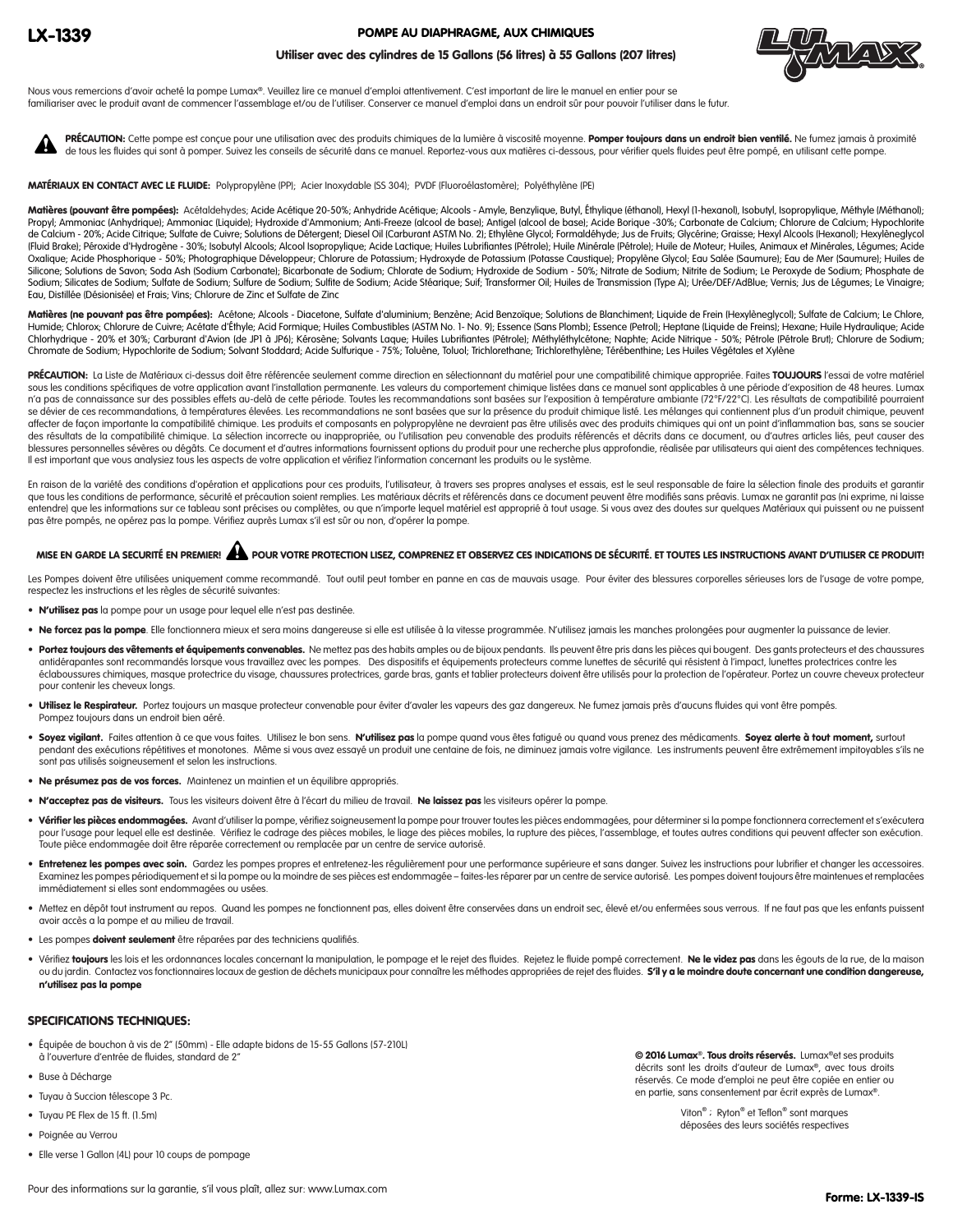# LX-1339

## POMPE AU DIAPHRAGME, AUX CHIMIQUES

**Utiliser avec des cylindres de 15 Gallons (56 litres) à 55 Gallons (207 litres)**

Nous vous remercions d'avoir acheté la pompe Lumax®. Veuillez lire ce manuel d'emploi attentivement. C'est important de lire le manuel en entier pour se familiariser avec le produit avant de commencer l'assemblage et/ou de l'utiliser. Conserver ce manuel d'emploi dans un endroit sûr pour pouvoir l'utiliser dans le futur.

**PRÉCAUTION:** Cette pompe est conçue pour une utilisation avec des produits chimiques de la lumière à viscosité moyenne. **Pomper toujours dans un endroit bien ventilé.** Ne fumez jamais à proximité de tous les fluides qui sont à pomper. Suivez les conseils de sécurité dans ce manuel. Reportez-vous aux matières ci-dessous, pour vérifier quels fluides peut être pompé, en utilisant cette pompe.

**MATÉRIAUX EN CONTACT AVEC LE FLUIDE:** Polypropylène (PP); Acier Inoxydable (SS 304); PVDF (Fluoroélastomère); Polyéthylène (PE)

**Matières (pouvant être pompées):** Acétaldehydes; Acide Acétique 20-50%; Anhydride Acétique; Alcools - Amyle, Benzylique, Butyl, Éthylique (éthanol), Hexyl (1-hexanol), Isobutyl, Isopropylique, Méthyle (Méthanol); Propyl; Ammoniac (Anhydrique); Ammoniac (Liquide); Hydroxide d'Ammonium; Anti-Freeze (alcool de base); Antigel (alcool de base); Acide Borique -30%; Carbonate de Calcium; Chlorure de Calcium; Hypochlorite de Calcium - 20%; Acide Citrique; Sulfate de Cuivre; Solutions de Détergent; Diesel Oil (Carburant ASTM No. 2); Ethylène Glycol; Formaldéhyde; Jus de Fruits; Glycérine; Graisse; Hexyl Alcools (Hexanol); Hexylèneglycol (Fluid Brake); Péroxide d'Hydrogène - 30%; Isobutyl Alcools; Alcool Isopropylique; Acide Lactique; Huiles Lubrifiantes (Pétrole); Huile Minérale (Pétrole); Huile de Moteur; Huiles, Animaux et Minérales, Légumes; Acide Oxalique; Acide Phosphorique - 50%; Photographique Développeur; Chlorure de Potassium; Hydroxyde de Potassium (Potasse Caustique); Propylène Glycol; Eau Salée (Saumure); Eau de Mer (Saumure); Huiles de Silicone; Solutions de Savon; Soda Ash (Sodium Carbonate); Bicarbonate de Sodium; Chlorate de Sodium; Hydroxide de Sodium - 50%; Nitrate de Sodium; Nitrite de Sodium; Le Peroxyde de Sodium; Phosphate de Sodium; Silicates de Sodium; Sulfate de Sodium; Sulfure de Sodium; Sulfite de Sodium; Acide Stéarique; Suif; Transformer Oil; Huiles de Transmission (Type A); Urée/DEF/AdBlue; Vernis; Jus de Légumes; Le Vinaigre; Eau, Distillée (Désionisée) et Frais; Vins; Chlorure de Zinc et Sulfate de Zinc

**Matières (ne pouvant pas être pompées):** Acétone; Alcools - Diacetone, Sulfate d'aluminium; Benzène; Acid Benzoïque; Solutions de Blanchiment; Liquide de Frein (Hexylèneglycol); Sulfate de Calcium; Le Chlore, Humide; Chlorox; Chlorure de Cuivre; Acétate d'Éthyle; Acid Formique; Huiles Combustibles (ASTM No. 1- No. 9); Essence (Sans Plomb); Essence (Petrol); Heptane (Liquide de Freins); Hexane; Huile Hydraulique; Acide Chlorhydrique - 20% et 30%; Carburant d'Avion (de JP1 à JP6); Kérosène; Solvants Laque; Huiles Lubrifiantes (Pétrole); Méthyléthylcétone; Naphte; Acide Nitrique - 50%; Pétrole (Pétrole Brut); Chlorure de Sodium; Chromate de Sodium; Hypochlorite de Sodium; Solvant Stoddard; Acide Sulfurique - 75%; Toluène, Toluol; Trichlorethane; Trichlorethylène; Térébenthine; Les Huiles Végétales et Xylène

**PRÉCAUTION:** La Liste de Matériaux ci-dessus doit être référencée seulement comme direction en sélectionnant du matériel pour une compatibilité chimique appropriée. Faites **TOUJOURS** l'essai de votre matériel sous les conditions spécifiques de votre application avant l'installation permanente. Les valeurs du comportement chimique listées dans ce manuel sont applicables à une période d'exposition de 48 heures. Lumax n'a pas de connaissance sur des possibles effets au-delà de cette période. Toutes les recommandations sont basées sur l'exposition à température ambiante (72°F/22°C). Les résultats de compatibilité pourraient se dévier de ces recommandations, à températures élevées. Les recommandations ne sont basées que sur la présence du produit chimique listé. Les mélanges qui contiennent plus d'un produit chimique, peuvent affecter de façon importante la compatibilité chimique. Les produits et composants en polypropylène ne devraient pas être utilisés avec des produits chimiques qui ont un point d'inflammation bas, sans se soucier des résultats de la compatibilité chimique. La sélection incorrecte ou inappropriée, ou l'utilisation peu convenable des produits référencés et décrits dans ce document, ou d'autres articles liés, peut causer des blessures personnelles sévères ou dégâts. Ce document et d'autres informations fournissent options du produit pour une recherche plus approfondie, réalisée par utilisateurs qui aient des compétences techniques. Il est important que vous analysiez tous les aspects de votre application et vérifiez l'information concernant les produits ou le système.

En raison de la variété des conditions d'opération et applications pour ces produits, l'utilisateur, à travers ses propres analyses et essais, est le seul responsable de faire la sélection finale des produits et garantir que tous les conditions de performance, sécurité et précaution soient remplies. Les matériaux décrits et référencés dans ce document peuvent être modifiés sans préavis. Lumax ne garantit pas (ni exprime, ni laisse entendre) que les informations sur ce tableau sont précises ou complètes, ou que n'importe lequel matériel est approprié à tout usage. Si vous avez des doutes sur quelques Matériaux qui puissent ou ne puissent pas être pompés, ne opérez pas la pompe. Vérifiez auprès Lumax s'il est sûr ou non, d'opérer la pompe.

**MISE EN GARDE LA SECURITÉ EN PREMIER! POUR VOTRE PROTECTION LISEZ, COMPRENEZ ET OBSERVEZ CES INDICATIONS DE SÉCURITÉ. ET TOUTES LES INSTRUCTIONS AVANT D'UTILISER CE PRODUIT!**

Les Pompes doivent être utilisées uniquement comme recommandé. Tout outil peut tomber en panne en cas de mauvais usage. Pour éviter des blessures corporelles sérieuses lors de l'usage de votre pompe, respectez les instructions et les règles de sécurité suivantes:

- **N'utilisez pas** la pompe pour un usage pour lequel elle n'est pas destinée.
- **Ne forcez pas la pompe**. Elle fonctionnera mieux et sera moins dangereuse si elle est utilisée à la vitesse programmée. N'utilisez jamais les manches prolongées pour augmenter la puissance de levier.
- **Portez toujours des vêtements et équipements convenables.** Ne mettez pas des habits amples ou de bijoux pendants. Ils peuvent être pris dans les pièces qui bougent. Des gants protecteurs et des chaussures antidérapantes sont recommandés lorsque vous travaillez avec les pompes. Des dispositifs et équipements protecteurs comme lunettes de sécurité qui résistent à l'impact, lunettes protectrices contre les éclaboussures chimiques, masque protectrice du visage, chaussures protectrices, garde bras, gants et tablier protecteurs doivent être utilisés pour la protection de l'opérateur. Portez un couvre cheveux protecteur pour contenir les cheveux longs.
- **Utilisez le Respirateur.** Portez toujours un masque protecteur convenable pour éviter d'avaler les vapeurs des gaz dangereux. Ne fumez jamais près d'aucuns fluides qui vont être pompés. Pompez toujours dans un endroit bien aéré.
- **Soyez vigilant.** Faites attention à ce que vous faites. Utilisez le bon sens. **N'utilisez pas** la pompe quand vous êtes fatigué ou quand vous prenez des médicaments. **Soyez alerte à tout moment,** surtout pendant des exécutions répétitives et monotones. Même si vous avez essayé un produit une centaine de fois, ne diminuez jamais votre vigilance. Les instruments peuvent être extrêmement impitoyables s'ils ne sont pas utilisés soigneusement et selon les instructions.
- **Ne présumez pas de vos forces.** Maintenez un maintien et un équilibre appropriés.
- **N'acceptez pas de visiteurs.** Tous les visiteurs doivent être à l'écart du milieu de travail. **Ne laissez pas** les visiteurs opérer la pompe.
- **Vérifier les pièces endommagées.** Avant d'utiliser la pompe, vérifiez soigneusement la pompe pour trouver toutes les pièces endommagées, pour déterminer si la pompe fonctionnera correctement et s'exécutera pour l'usage pour lequel elle est destinée. Vérifiez le cadrage des pièces mobiles, le liage des pièces mobiles, la rupture des pièces, l'assemblage, et toutes autres conditions qui peuvent affecter son exécution. Toute pièce endommagée doit être réparée correctement ou remplacée par un centre de service autorisé.
- **Entretenez les pompes avec soin.** Gardez les pompes propres et entretenez-les régulièrement pour une performance supérieure et sans danger. Suivez les instructions pour lubrifier et changer les accessoires. Examinez les pompes périodiquement et si la pompe ou la moindre de ses pièces est endommagée – faites-les réparer par un centre de service autorisé. Les pompes doivent toujours être maintenues et remplacées immédiatement si elles sont endommagées ou usées.
- Mettez en dépôt tout instrument au repos. Quand les pompes ne fonctionnent pas, elles doivent être conservées dans un endroit sec, élevé et/ou enfermées sous verrous. Il ne faut pas que les enfants puissent avoir accès à la pompe et au milieu de travail.
- Les pompes **doivent seulement** être réparées par des techniciens qualifiés.
- Vérifiez **toujours** les lois et les ordonnances locales concernant la manipulation, le pompage et le rejet des fluides. Rejetez le fluide pompé correctement. **Ne le videz pas** dans les égouts de la rue, de la maison ou du jardin. Contactez vos fonctionnaires locaux de gestion de déchets municipaux pour connaître les méthodes appropriées de rejet des fluides. **S'il y a le moindre doute concernant une condition dangereuse, n'utilisez pas la pompe**

### SPECIFICATIONS TECHNIQUES:

- Équipée de bouchon à vis de 2" (50mm) - Elle adapte bidons de 15-55 Gallons (57-210L) à l'ouverture d'entrée de fluides, standard de 2"
- Buse à Décharge
- Tuyau à Succion télescope 3 Pc.
- Tuyau PE Flex de 15 ft. (1.5m)
- Poignée au Verrou
- Elle verse 1 Gallon (4L) pour 10 coups de pompage

**© 2016 Lumax®. Tous droits réservés.** Lumax®et ses produits décrits sont les droits d'auteur de Lumax®, avec tous droits réservés. Ce mode d'emploi ne peut être copiée en entier ou en partie, sans consentement par écrit exprès de Lumax®.

Viton® ; Ryton® et Teflon® sont marques déposées des leurs sociétés respectives

Pour des informations sur la garantie, s'il vous plaît, allez sur: www.Lumax.com

**Forme: LX-1339-IS**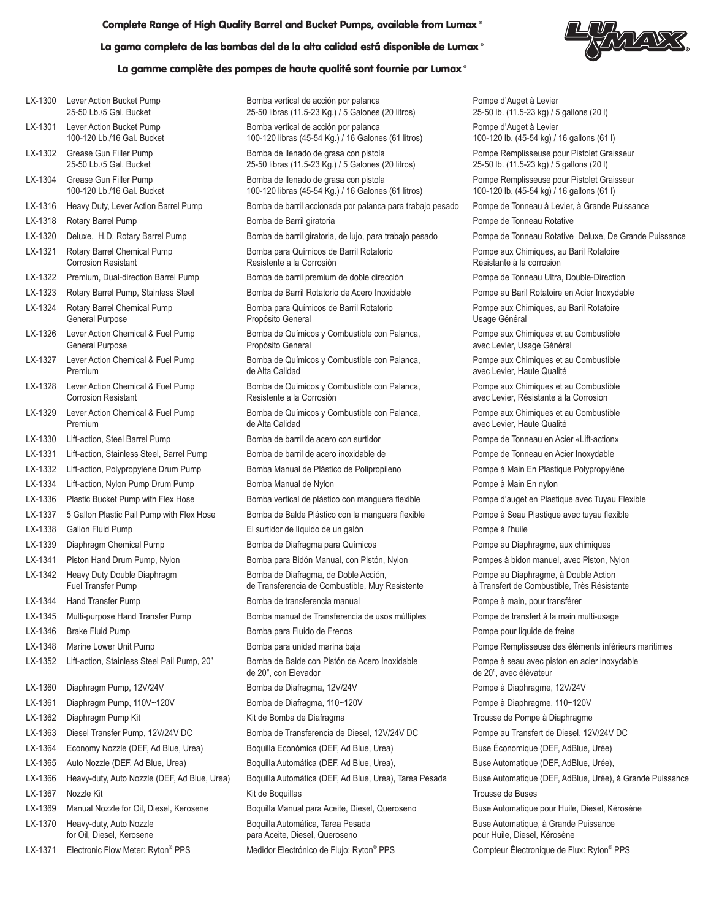**Complete Range of High Quality Barrel and Bucket Pumps, available from Lumax®**

**La gama completa de las bombas del de la alta calidad está disponible de Lumax®**

**La gamme complète des pompes de haute qualité sont fournie par Lumax®**

| | | | |
|---|---|---|---|
| LX-1300 | Lever Action Bucket Pump 25-50 Lb./5 Gal. Bucket | Bomba vertical de acción por palanca 25-50 libras (11.5-23 Kg.) / 5 Galones (20 litros) | Pompe d'Auget à Levier 25-50 lb. (11.5-23 kg) / 5 gallons (20 l) |
| LX-1301 | Lever Action Bucket Pump 100-120 Lb./16 Gal. Bucket | Bomba vertical de acción por palanca 100-120 libras (45-54 Kg.) / 16 Galones (61 litros) | Pompe d'Auget à Levier 100-120 lb. (45-54 kg) / 16 gallons (61 l) |
| LX-1302 | Grease Gun Filler Pump 25-50 Lb./5 Gal. Bucket | Bomba de llenado de grasa con pistola 25-50 libras (11.5-23 Kg.) / 5 Galones (20 litros) | Pompe Remplisseuse pour Pistolet Graisseur 25-50 lb. (11.5-23 kg) / 5 gallons (20 l) |
| LX-1304 | Grease Gun Filler Pump 100-120 Lb./16 Gal. Bucket | Bomba de llenado de grasa con pistola 100-120 libras (45-54 Kg.) / 16 Galones (61 litros) | Pompe Remplisseuse pour Pistolet Graisseur 100-120 lb. (45-54 kg) / 16 gallons (61 l) |
| LX-1316 | Heavy Duty, Lever Action Barrel Pump | Bomba de barril accionada por palanca para trabajo pesado | Pompe de Tonneau à Levier, à Grande Puissance |
| LX-1318 | Rotary Barrel Pump | Bomba de Barril giratoria | Pompe de Tonneau Rotative |
| LX-1320 | Deluxe, H.D. Rotary Barrel Pump | Bomba de barril giratoria, de lujo, para trabajo pesado | Pompe de Tonneau Rotative Deluxe, De Grande Puissance |
| LX-1321 | Rotary Barrel Chemical Pump Corrosion Resistant | Bomba para Químicos de Barril Rotatorio Resistente a la Corrosión | Pompe aux Chimiques, au Baril Rotatoire Résistante à la corrosion |
| LX-1322 | Premium, Dual-direction Barrel Pump | Bomba de barril premium de doble dirección | Pompe de Tonneau Ultra, Double-Direction |
| LX-1323 | Rotary Barrel Pump, Stainless Steel | Bomba de Barril Rotatorio de Acero Inoxidable | Pompe au Baril Rotatoire en Acier Inoxydable |
| LX-1324 | Rotary Barrel Chemical Pump General Purpose | Bomba para Químicos de Barril Rotatorio Propósito General | Pompe aux Chimiques, au Baril Rotatoire Usage Général |
| LX-1326 | Lever Action Chemical & Fuel Pump General Purpose | Bomba de Químicos y Combustible con Palanca, Propósito General | Pompe aux Chimiques et au Combustible avec Levier, Usage Général |
| LX-1327 | Lever Action Chemical & Fuel Pump Premium | Bomba de Químicos y Combustible con Palanca, de Alta Calidad | Pompe aux Chimiques et au Combustible avec Levier, Haute Qualité |
| LX-1328 | Lever Action Chemical & Fuel Pump Corrosion Resistant | Bomba de Químicos y Combustible con Palanca, Resistente a la Corrosión | Pompe aux Chimiques et au Combustible avec Levier, Résistante à la Corrosion |
| LX-1329 | Lever Action Chemical & Fuel Pump Premium | Bomba de Químicos y Combustible con Palanca, de Alta Calidad | Pompe aux Chimiques et au Combustible avec Levier, Haute Qualité |
| LX-1330 | Lift-action, Steel Barrel Pump | Bomba de barril de acero con surtidor | Pompe de Tonneau en Acier «Lift-action» |
| LX-1331 | Lift-action, Stainless Steel, Barrel Pump | Bomba de barril de acero inoxidable de | Pompe de Tonneau en Acier Inoxydable |
| LX-1332 | Lift-action, Polypropylene Drum Pump | Bomba Manual de Plástico de Polipropileno | Pompe à Main En Plastique Polypropylène |
| LX-1334 | Lift-action, Nylon Pump Drum Pump | Bomba Manual de Nylon | Pompe à Main En nylon |
| LX-1336 | Plastic Bucket Pump with Flex Hose | Bomba vertical de plástico con manguera flexible | Pompe d'auget en Plastique avec Tuyau Flexible |
| LX-1337 | 5 Gallon Plastic Pail Pump with Flex Hose | Bomba de Balde Plástico con la manguera flexible | Pompe à Seau Plastique avec tuyau flexible |
| LX-1338 | Gallon Fluid Pump | El surtidor de líquido de un galón | Pompe à l'huile |
| LX-1339 | Diaphragm Chemical Pump | Bomba de Diafragma para Químicos | Pompe au Diaphragme, aux chimiques |
| LX-1341 | Piston Hand Drum Pump, Nylon | Bomba para Bidón Manual, con Pistón, Nylon | Pompes à bidon manuel, avec Piston, Nylon |
| LX-1342 | Heavy Duty Double Diaphragm Fuel Transfer Pump | Bomba de Diafragma, de Doble Acción, de Transferencia de Combustible, Muy Resistente | Pompe au Diaphragme, à Double Action à Transfert de Combustible, Très Résistante |
| LX-1344 | Hand Transfer Pump | Bomba de transferencia manual | Pompe à main, pour transférer |
| LX-1345 | Multi-purpose Hand Transfer Pump | Bomba manual de Transferencia de usos múltiples | Pompe de transfert à la main multi-usage |
| LX-1346 | Brake Fluid Pump | Bomba para Fluido de Frenos | Pompe pour liquide de freins |
| LX-1348 | Marine Lower Unit Pump | Bomba para unidad marina baja | Pompe Remplisseuse des éléments inférieurs maritimes |
| LX-1352 | Lift-action, Stainless Steel Pail Pump, 20" | Bomba de Balde con Pistón de Acero Inoxidable de 20", con Elevador | Pompe à seau avec piston en acier inoxydable de 20", avec élévateur |
| LX-1360 | Diaphragm Pump, 12V/24V | Bomba de Diafragma, 12V/24V | Pompe à Diaphragme, 12V/24V |
| LX-1361 | Diaphragm Pump, 110V~120V | Bomba de Diafragma, 110~120V | Pompe à Diaphragme, 110~120V |
| LX-1362 | Diaphragm Pump Kit | Kit de Bomba de Diafragma | Trousse de Pompe à Diaphragme |
| LX-1363 | Diesel Transfer Pump, 12V/24V DC | Bomba de Transferencia de Diesel, 12V/24V DC | Pompe au Transfert de Diesel, 12V/24V DC |
| LX-1364 | Economy Nozzle (DEF, Ad Blue, Urea) | Boquilla Económica (DEF, Ad Blue, Urea) | Buse Économique (DEF, AdBlue, Urée) |
| LX-1365 | Auto Nozzle (DEF, Ad Blue, Urea) | Boquilla Automática (DEF, Ad Blue, Urea), | Buse Automatique (DEF, AdBlue, Urée), |
| LX-1366 | Heavy-duty, Auto Nozzle (DEF, Ad Blue, Urea) | Boquilla Automática (DEF, Ad Blue, Urea), Tarea Pesada | Buse Automatique (DEF, AdBlue, Urée), à Grande Puissance |
| LX-1367 | Nozzle Kit | Kit de Boquillas | Trousse de Buses |
| LX-1369 | Manual Nozzle for Oil, Diesel, Kerosene | Boquilla Manual para Aceite, Diesel, Queroseno | Buse Automatique pour Huile, Diesel, Kérosène |
| LX-1370 | Heavy-duty, Auto Nozzle for Oil, Diesel, Kerosene | Boquilla Automática, Tarea Pesada para Aceite, Diesel, Queroseno | Buse Automatique, à Grande Puissance pour Huile, Diesel, Kérosène |
| LX-1371 | Electronic Flow Meter: Ryton® PPS | Medidor Electrónico de Flujo: Ryton® PPS | Compteur Électronique de Flux: Ryton® PPS |